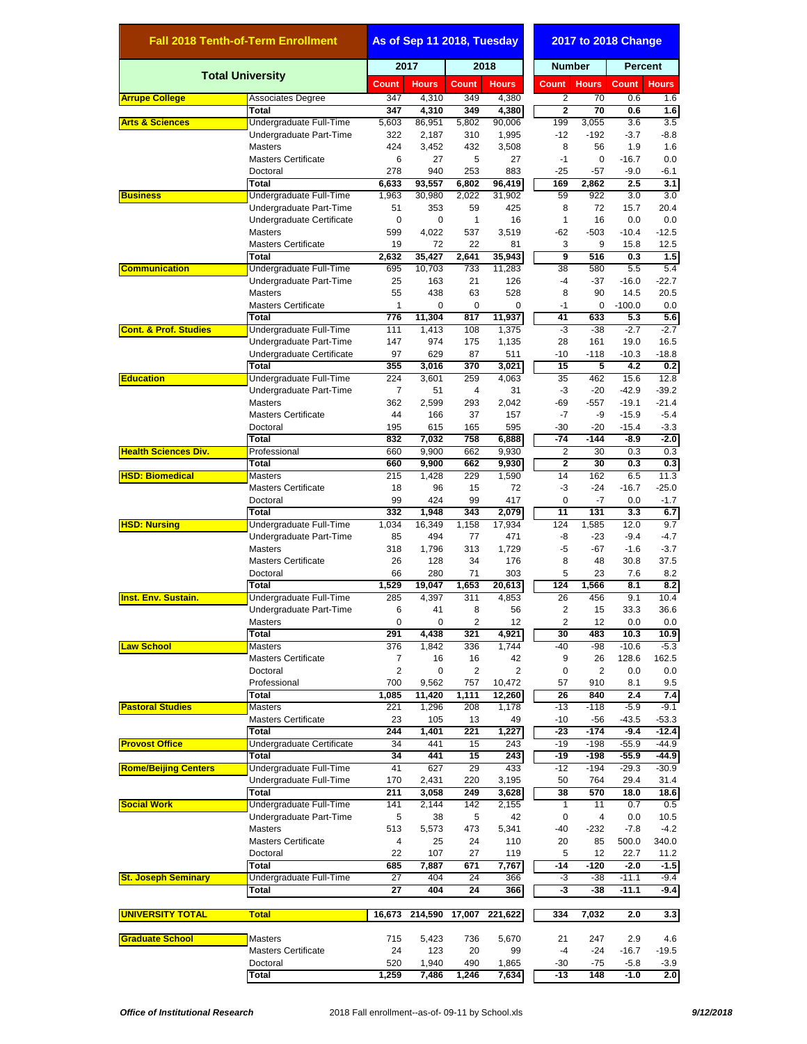| Fall 2018 Tenth-of-Term Enrollment | | As of Sep 11 2018, Tuesday | | | | 2017 to 2018 Change | | | |
|---|---|---|---|---|---|---|---|---|---|
| Total University | | 2017 | | 2018 | | Number | | Percent | |
| | | Count | Hours | Count | Hours | Count | Hours | Count | Hours |
| Arrupe College | Associates Degree | 347 | 4,310 | 349 | 4,380 | 2 | 70 | 0.6 | 1.6 |
| | **Total** | **347** | **4,310** | **349** | **4,380** | **2** | **70** | **0.6** | **1.6** |
| Arts & Sciences | Undergraduate Full-Time | 5,603 | 86,951 | 5,802 | 90,006 | 199 | 3,055 | 3.6 | 3.5 |
| | Undergraduate Part-Time | 322 | 2,187 | 310 | 1,995 | -12 | -192 | -3.7 | -8.8 |
| | Masters | 424 | 3,452 | 432 | 3,508 | 8 | 56 | 1.9 | 1.6 |
| | Masters Certificate | 6 | 27 | 5 | 27 | -1 | 0 | -16.7 | 0.0 |
| | Doctoral | 278 | 940 | 253 | 883 | -25 | -57 | -9.0 | -6.1 |
| | **Total** | **6,633** | **93,557** | **6,802** | **96,419** | **169** | **2,862** | **2.5** | **3.1** |
| Business | Undergraduate Full-Time | 1,963 | 30,980 | 2,022 | 31,902 | 59 | 922 | 3.0 | 3.0 |
| | Undergraduate Part-Time | 51 | 353 | 59 | 425 | 8 | 72 | 15.7 | 20.4 |
| | Undergraduate Certificate | 0 | 0 | 1 | 16 | 1 | 16 | 0.0 | 0.0 |
| | Masters | 599 | 4,022 | 537 | 3,519 | -62 | -503 | -10.4 | -12.5 |
| | Masters Certificate | 19 | 72 | 22 | 81 | 3 | 9 | 15.8 | 12.5 |
| | **Total** | **2,632** | **35,427** | **2,641** | **35,943** | **9** | **516** | **0.3** | **1.5** |
| Communication | Undergraduate Full-Time | 695 | 10,703 | 733 | 11,283 | 38 | 580 | 5.5 | 5.4 |
| | Undergraduate Part-Time | 25 | 163 | 21 | 126 | -4 | -37 | -16.0 | -22.7 |
| | Masters | 55 | 438 | 63 | 528 | 8 | 90 | 14.5 | 20.5 |
| | Masters Certificate | 1 | 0 | 0 | 0 | -1 | 0 | -100.0 | 0.0 |
| | **Total** | **776** | **11,304** | **817** | **11,937** | **41** | **633** | **5.3** | **5.6** |
| Cont. & Prof. Studies | Undergraduate Full-Time | 111 | 1,413 | 108 | 1,375 | -3 | -38 | -2.7 | -2.7 |
| | Undergraduate Part-Time | 147 | 974 | 175 | 1,135 | 28 | 161 | 19.0 | 16.5 |
| | Undergraduate Certificate | 97 | 629 | 87 | 511 | -10 | -118 | -10.3 | -18.8 |
| | **Total** | **355** | **3,016** | **370** | **3,021** | **15** | **5** | **4.2** | **0.2** |
| Education | Undergraduate Full-Time | 224 | 3,601 | 259 | 4,063 | 35 | 462 | 15.6 | 12.8 |
| | Undergraduate Part-Time | 7 | 51 | 4 | 31 | -3 | -20 | -42.9 | -39.2 |
| | Masters | 362 | 2,599 | 293 | 2,042 | -69 | -557 | -19.1 | -21.4 |
| | Masters Certificate | 44 | 166 | 37 | 157 | -7 | -9 | -15.9 | -5.4 |
| | Doctoral | 195 | 615 | 165 | 595 | -30 | -20 | -15.4 | -3.3 |
| | **Total** | **832** | **7,032** | **758** | **6,888** | **-74** | **-144** | **-8.9** | **-2.0** |
| Health Sciences Div. | Professional | 660 | 9,900 | 662 | 9,930 | 2 | 30 | 0.3 | 0.3 |
| | **Total** | **660** | **9,900** | **662** | **9,930** | **2** | **30** | **0.3** | **0.3** |
| HSD: Biomedical | Masters | 215 | 1,428 | 229 | 1,590 | 14 | 162 | 6.5 | 11.3 |
| | Masters Certificate | 18 | 96 | 15 | 72 | -3 | -24 | -16.7 | -25.0 |
| | Doctoral | 99 | 424 | 99 | 417 | 0 | -7 | 0.0 | -1.7 |
| | **Total** | **332** | **1,948** | **343** | **2,079** | **11** | **131** | **3.3** | **6.7** |
| HSD: Nursing | Undergraduate Full-Time | 1,034 | 16,349 | 1,158 | 17,934 | 124 | 1,585 | 12.0 | 9.7 |
| | Undergraduate Part-Time | 85 | 494 | 77 | 471 | -8 | -23 | -9.4 | -4.7 |
| | Masters | 318 | 1,796 | 313 | 1,729 | -5 | -67 | -1.6 | -3.7 |
| | Masters Certificate | 26 | 128 | 34 | 176 | 8 | 48 | 30.8 | 37.5 |
| | Doctoral | 66 | 280 | 71 | 303 | 5 | 23 | 7.6 | 8.2 |
| | **Total** | **1,529** | **19,047** | **1,653** | **20,613** | **124** | **1,566** | **8.1** | **8.2** |
| Inst. Env. Sustain. | Undergraduate Full-Time | 285 | 4,397 | 311 | 4,853 | 26 | 456 | 9.1 | 10.4 |
| | Undergraduate Part-Time | 6 | 41 | 8 | 56 | 2 | 15 | 33.3 | 36.6 |
| | Masters | 0 | 0 | 2 | 12 | 2 | 12 | 0.0 | 0.0 |
| | **Total** | **291** | **4,438** | **321** | **4,921** | **30** | **483** | **10.3** | **10.9** |
| Law School | Masters | 376 | 1,842 | 336 | 1,744 | -40 | -98 | -10.6 | -5.3 |
| | Masters Certificate | 7 | 16 | 16 | 42 | 9 | 26 | 128.6 | 162.5 |
| | Doctoral | 2 | 0 | 2 | 2 | 0 | 2 | 0.0 | 0.0 |
| | Professional | 700 | 9,562 | 757 | 10,472 | 57 | 910 | 8.1 | 9.5 |
| | **Total** | **1,085** | **11,420** | **1,111** | **12,260** | **26** | **840** | **2.4** | **7.4** |
| Pastoral Studies | Masters | 221 | 1,296 | 208 | 1,178 | -13 | -118 | -5.9 | -9.1 |
| | Masters Certificate | 23 | 105 | 13 | 49 | -10 | -56 | -43.5 | -53.3 |
| | **Total** | **244** | **1,401** | **221** | **1,227** | **-23** | **-174** | **-9.4** | **-12.4** |
| Provost Office | Undergraduate Certificate | 34 | 441 | 15 | 243 | -19 | -198 | -55.9 | -44.9 |
| | **Total** | **34** | **441** | **15** | **243** | **-19** | **-198** | **-55.9** | **-44.9** |
| Rome/Beijing Centers | Undergraduate Full-Time | 41 | 627 | 29 | 433 | -12 | -194 | -29.3 | -30.9 |
| | Undergraduate Full-Time | 170 | 2,431 | 220 | 3,195 | 50 | 764 | 29.4 | 31.4 |
| | **Total** | **211** | **3,058** | **249** | **3,628** | **38** | **570** | **18.0** | **18.6** |
| Social Work | Undergraduate Full-Time | 141 | 2,144 | 142 | 2,155 | 1 | 11 | 0.7 | 0.5 |
| | Undergraduate Part-Time | 5 | 38 | 5 | 42 | 0 | 4 | 0.0 | 10.5 |
| | Masters | 513 | 5,573 | 473 | 5,341 | -40 | -232 | -7.8 | -4.2 |
| | Masters Certificate | 4 | 25 | 24 | 110 | 20 | 85 | 500.0 | 340.0 |
| | Doctoral | 22 | 107 | 27 | 119 | 5 | 12 | 22.7 | 11.2 |
| | **Total** | **685** | **7,887** | **671** | **7,767** | **-14** | **-120** | **-2.0** | **-1.5** |
| St. Joseph Seminary | Undergraduate Full-Time | 27 | 404 | 24 | 366 | -3 | -38 | -11.1 | -9.4 |
| | **Total** | **27** | **404** | **24** | **366** | **-3** | **-38** | **-11.1** | **-9.4** |
| UNIVERSITY TOTAL | **Total** | **16,673** | **214,590** | **17,007** | **221,622** | **334** | **7,032** | **2.0** | **3.3** |
| Graduate School | Masters | 715 | 5,423 | 736 | 5,670 | 21 | 247 | 2.9 | 4.6 |
| | Masters Certificate | 24 | 123 | 20 | 99 | -4 | -24 | -16.7 | -19.5 |
| | Doctoral | 520 | 1,940 | 490 | 1,865 | -30 | -75 | -5.8 | -3.9 |
| | **Total** | **1,259** | **7,486** | **1,246** | **7,634** | **-13** | **148** | **-1.0** | **2.0** |

*Office of Institutional Research* — 2018 Fall enrollment--as-of- 09-11 by School.xls — *9/12/2018*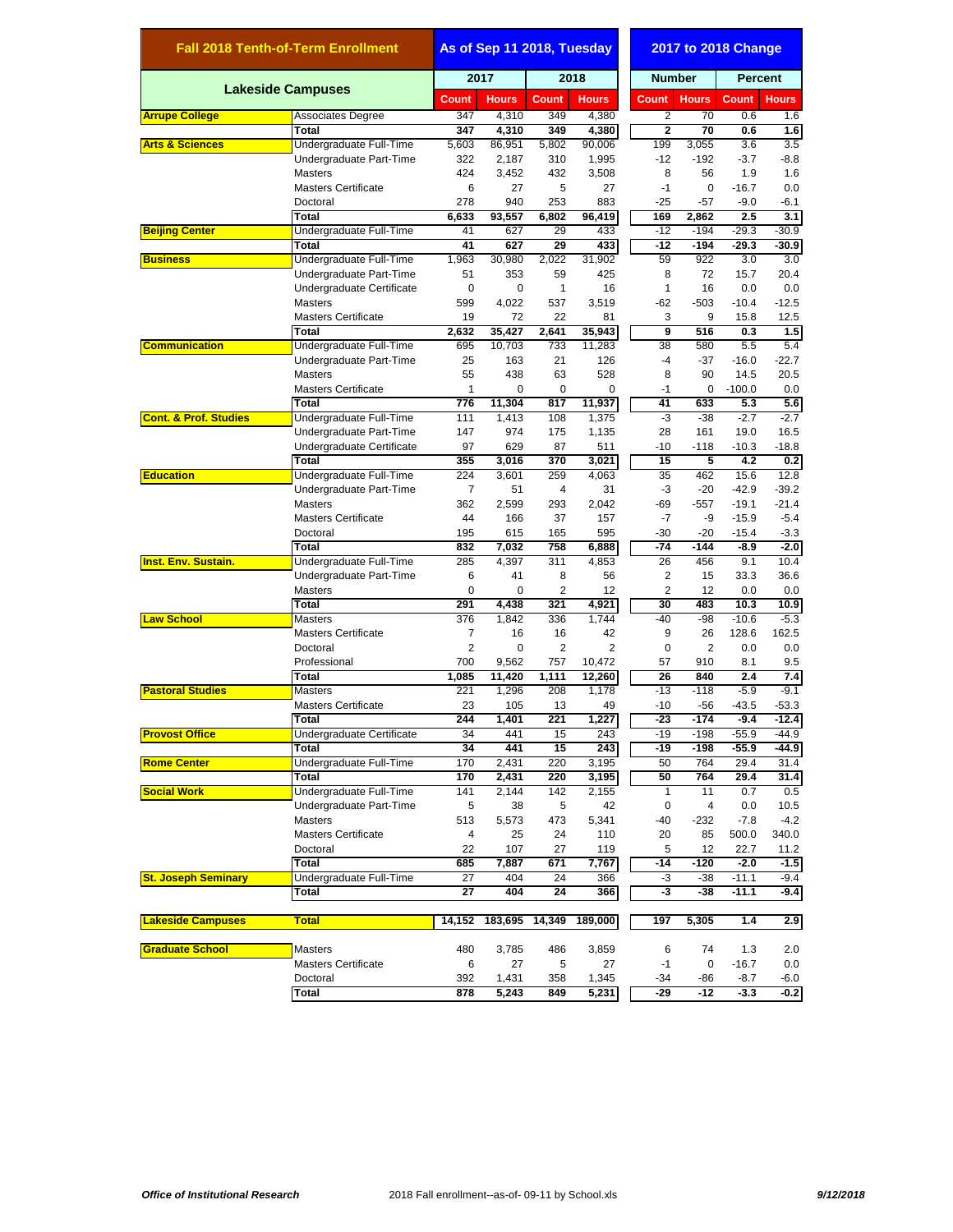| Fall 2018 Tenth-of-Term Enrollment | | As of Sep 11 2018, Tuesday | | | | 2017 to 2018 Change | | | |
|---|---|---|---|---|---|---|---|---|---|
| Lakeside Campuses | | 2017 | | 2018 | | Number | | Percent | |
| | | Count | Hours | Count | Hours | Count | Hours | Count | Hours |
| Arrupe College | Associates Degree | 347 | 4,310 | 349 | 4,380 | 2 | 70 | 0.6 | 1.6 |
| | **Total** | **347** | **4,310** | **349** | **4,380** | **2** | **70** | **0.6** | **1.6** |
| Arts & Sciences | Undergraduate Full-Time | 5,603 | 86,951 | 5,802 | 90,006 | 199 | 3,055 | 3.6 | 3.5 |
| | Undergraduate Part-Time | 322 | 2,187 | 310 | 1,995 | -12 | -192 | -3.7 | -8.8 |
| | Masters | 424 | 3,452 | 432 | 3,508 | 8 | 56 | 1.9 | 1.6 |
| | Masters Certificate | 6 | 27 | 5 | 27 | -1 | 0 | -16.7 | 0.0 |
| | Doctoral | 278 | 940 | 253 | 883 | -25 | -57 | -9.0 | -6.1 |
| | **Total** | **6,633** | **93,557** | **6,802** | **96,419** | **169** | **2,862** | **2.5** | **3.1** |
| Beijing Center | Undergraduate Full-Time | 41 | 627 | 29 | 433 | -12 | -194 | -29.3 | -30.9 |
| | **Total** | **41** | **627** | **29** | **433** | **-12** | **-194** | **-29.3** | **-30.9** |
| Business | Undergraduate Full-Time | 1,963 | 30,980 | 2,022 | 31,902 | 59 | 922 | 3.0 | 3.0 |
| | Undergraduate Part-Time | 51 | 353 | 59 | 425 | 8 | 72 | 15.7 | 20.4 |
| | Undergraduate Certificate | 0 | 0 | 1 | 16 | 1 | 16 | 0.0 | 0.0 |
| | Masters | 599 | 4,022 | 537 | 3,519 | -62 | -503 | -10.4 | -12.5 |
| | Masters Certificate | 19 | 72 | 22 | 81 | 3 | 9 | 15.8 | 12.5 |
| | **Total** | **2,632** | **35,427** | **2,641** | **35,943** | **9** | **516** | **0.3** | **1.5** |
| Communication | Undergraduate Full-Time | 695 | 10,703 | 733 | 11,283 | 38 | 580 | 5.5 | 5.4 |
| | Undergraduate Part-Time | 25 | 163 | 21 | 126 | -4 | -37 | -16.0 | -22.7 |
| | Masters | 55 | 438 | 63 | 528 | 8 | 90 | 14.5 | 20.5 |
| | Masters Certificate | 1 | 0 | 0 | 0 | -1 | 0 | -100.0 | 0.0 |
| | **Total** | **776** | **11,304** | **817** | **11,937** | **41** | **633** | **5.3** | **5.6** |
| Cont. & Prof. Studies | Undergraduate Full-Time | 111 | 1,413 | 108 | 1,375 | -3 | -38 | -2.7 | -2.7 |
| | Undergraduate Part-Time | 147 | 974 | 175 | 1,135 | 28 | 161 | 19.0 | 16.5 |
| | Undergraduate Certificate | 97 | 629 | 87 | 511 | -10 | -118 | -10.3 | -18.8 |
| | **Total** | **355** | **3,016** | **370** | **3,021** | **15** | **5** | **4.2** | **0.2** |
| Education | Undergraduate Full-Time | 224 | 3,601 | 259 | 4,063 | 35 | 462 | 15.6 | 12.8 |
| | Undergraduate Part-Time | 7 | 51 | 4 | 31 | -3 | -20 | -42.9 | -39.2 |
| | Masters | 362 | 2,599 | 293 | 2,042 | -69 | -557 | -19.1 | -21.4 |
| | Masters Certificate | 44 | 166 | 37 | 157 | -7 | -9 | -15.9 | -5.4 |
| | Doctoral | 195 | 615 | 165 | 595 | -30 | -20 | -15.4 | -3.3 |
| | **Total** | **832** | **7,032** | **758** | **6,888** | **-74** | **-144** | **-8.9** | **-2.0** |
| Inst. Env. Sustain. | Undergraduate Full-Time | 285 | 4,397 | 311 | 4,853 | 26 | 456 | 9.1 | 10.4 |
| | Undergraduate Part-Time | 6 | 41 | 8 | 56 | 2 | 15 | 33.3 | 36.6 |
| | Masters | 0 | 0 | 2 | 12 | 2 | 12 | 0.0 | 0.0 |
| | **Total** | **291** | **4,438** | **321** | **4,921** | **30** | **483** | **10.3** | **10.9** |
| Law School | Masters | 376 | 1,842 | 336 | 1,744 | -40 | -98 | -10.6 | -5.3 |
| | Masters Certificate | 7 | 16 | 16 | 42 | 9 | 26 | 128.6 | 162.5 |
| | Doctoral | 2 | 0 | 2 | 2 | 0 | 2 | 0.0 | 0.0 |
| | Professional | 700 | 9,562 | 757 | 10,472 | 57 | 910 | 8.1 | 9.5 |
| | **Total** | **1,085** | **11,420** | **1,111** | **12,260** | **26** | **840** | **2.4** | **7.4** |
| Pastoral Studies | Masters | 221 | 1,296 | 208 | 1,178 | -13 | -118 | -5.9 | -9.1 |
| | Masters Certificate | 23 | 105 | 13 | 49 | -10 | -56 | -43.5 | -53.3 |
| | **Total** | **244** | **1,401** | **221** | **1,227** | **-23** | **-174** | **-9.4** | **-12.4** |
| Provost Office | Undergraduate Certificate | 34 | 441 | 15 | 243 | -19 | -198 | -55.9 | -44.9 |
| | **Total** | **34** | **441** | **15** | **243** | **-19** | **-198** | **-55.9** | **-44.9** |
| Rome Center | Undergraduate Full-Time | 170 | 2,431 | 220 | 3,195 | 50 | 764 | 29.4 | 31.4 |
| | **Total** | **170** | **2,431** | **220** | **3,195** | **50** | **764** | **29.4** | **31.4** |
| Social Work | Undergraduate Full-Time | 141 | 2,144 | 142 | 2,155 | 1 | 11 | 0.7 | 0.5 |
| | Undergraduate Part-Time | 5 | 38 | 5 | 42 | 0 | 4 | 0.0 | 10.5 |
| | Masters | 513 | 5,573 | 473 | 5,341 | -40 | -232 | -7.8 | -4.2 |
| | Masters Certificate | 4 | 25 | 24 | 110 | 20 | 85 | 500.0 | 340.0 |
| | Doctoral | 22 | 107 | 27 | 119 | 5 | 12 | 22.7 | 11.2 |
| | **Total** | **685** | **7,887** | **671** | **7,767** | **-14** | **-120** | **-2.0** | **-1.5** |
| St. Joseph Seminary | Undergraduate Full-Time | 27 | 404 | 24 | 366 | -3 | -38 | -11.1 | -9.4 |
| | **Total** | **27** | **404** | **24** | **366** | **-3** | **-38** | **-11.1** | **-9.4** |
| **Lakeside Campuses** | **Total** | **14,152** | **183,695** | **14,349** | **189,000** | **197** | **5,305** | **1.4** | **2.9** |
| Graduate School | Masters | 480 | 3,785 | 486 | 3,859 | 6 | 74 | 1.3 | 2.0 |
| | Masters Certificate | 6 | 27 | 5 | 27 | -1 | 0 | -16.7 | 0.0 |
| | Doctoral | 392 | 1,431 | 358 | 1,345 | -34 | -86 | -8.7 | -6.0 |
| | **Total** | **878** | **5,243** | **849** | **5,231** | **-29** | **-12** | **-3.3** | **-0.2** |

*Office of Institutional Research* &nbsp;&nbsp; 2018 Fall enrollment--as-of- 09-11 by School.xls &nbsp;&nbsp; *9/12/2018*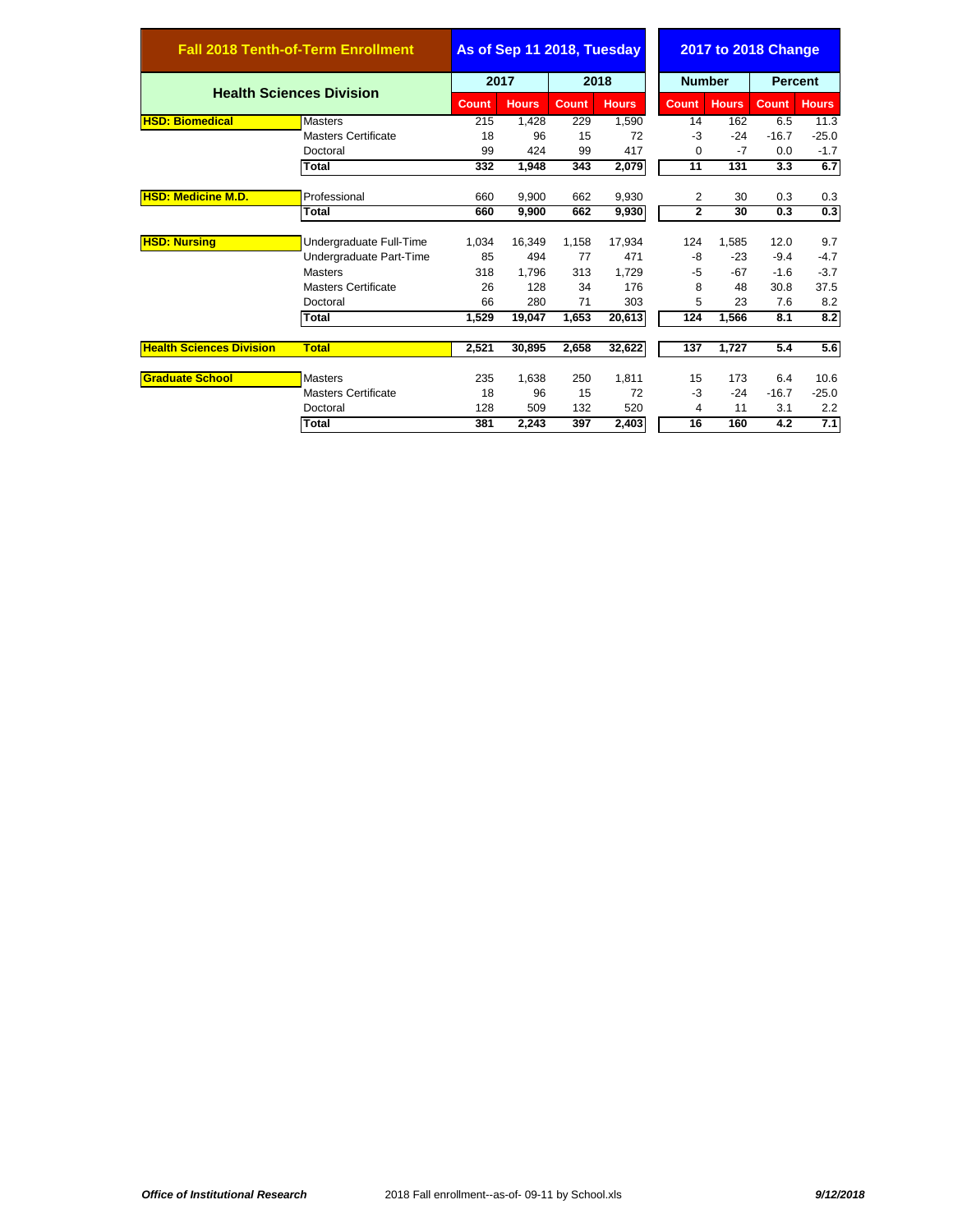| Fall 2018 Tenth-of-Term Enrollment | | As of Sep 11 2018, Tuesday | | | | 2017 to 2018 Change | | | |
|---|---|---|---|---|---|---|---|---|---|
| Health Sciences Division | | 2017 | | 2018 | | Number | | Percent | |
| | | Count | Hours | Count | Hours | Count | Hours | Count | Hours |
| **HSD: Biomedical** | Masters | 215 | 1,428 | 229 | 1,590 | 14 | 162 | 6.5 | 11.3 |
| | Masters Certificate | 18 | 96 | 15 | 72 | -3 | -24 | -16.7 | -25.0 |
| | Doctoral | 99 | 424 | 99 | 417 | 0 | -7 | 0.0 | -1.7 |
| | **Total** | **332** | **1,948** | **343** | **2,079** | **11** | **131** | **3.3** | **6.7** |
| **HSD: Medicine M.D.** | Professional | 660 | 9,900 | 662 | 9,930 | 2 | 30 | 0.3 | 0.3 |
| | **Total** | **660** | **9,900** | **662** | **9,930** | **2** | **30** | **0.3** | **0.3** |
| **HSD: Nursing** | Undergraduate Full-Time | 1,034 | 16,349 | 1,158 | 17,934 | 124 | 1,585 | 12.0 | 9.7 |
| | Undergraduate Part-Time | 85 | 494 | 77 | 471 | -8 | -23 | -9.4 | -4.7 |
| | Masters | 318 | 1,796 | 313 | 1,729 | -5 | -67 | -1.6 | -3.7 |
| | Masters Certificate | 26 | 128 | 34 | 176 | 8 | 48 | 30.8 | 37.5 |
| | Doctoral | 66 | 280 | 71 | 303 | 5 | 23 | 7.6 | 8.2 |
| | **Total** | **1,529** | **19,047** | **1,653** | **20,613** | **124** | **1,566** | **8.1** | **8.2** |
| **Health Sciences Division** | **Total** | **2,521** | **30,895** | **2,658** | **32,622** | **137** | **1,727** | **5.4** | **5.6** |
| **Graduate School** | Masters | 235 | 1,638 | 250 | 1,811 | 15 | 173 | 6.4 | 10.6 |
| | Masters Certificate | 18 | 96 | 15 | 72 | -3 | -24 | -16.7 | -25.0 |
| | Doctoral | 128 | 509 | 132 | 520 | 4 | 11 | 3.1 | 2.2 |
| | **Total** | **381** | **2,243** | **397** | **2,403** | **16** | **160** | **4.2** | **7.1** |

***Office of Institutional Research*** 2018 Fall enrollment--as-of- 09-11 by School.xls ***9/12/2018***